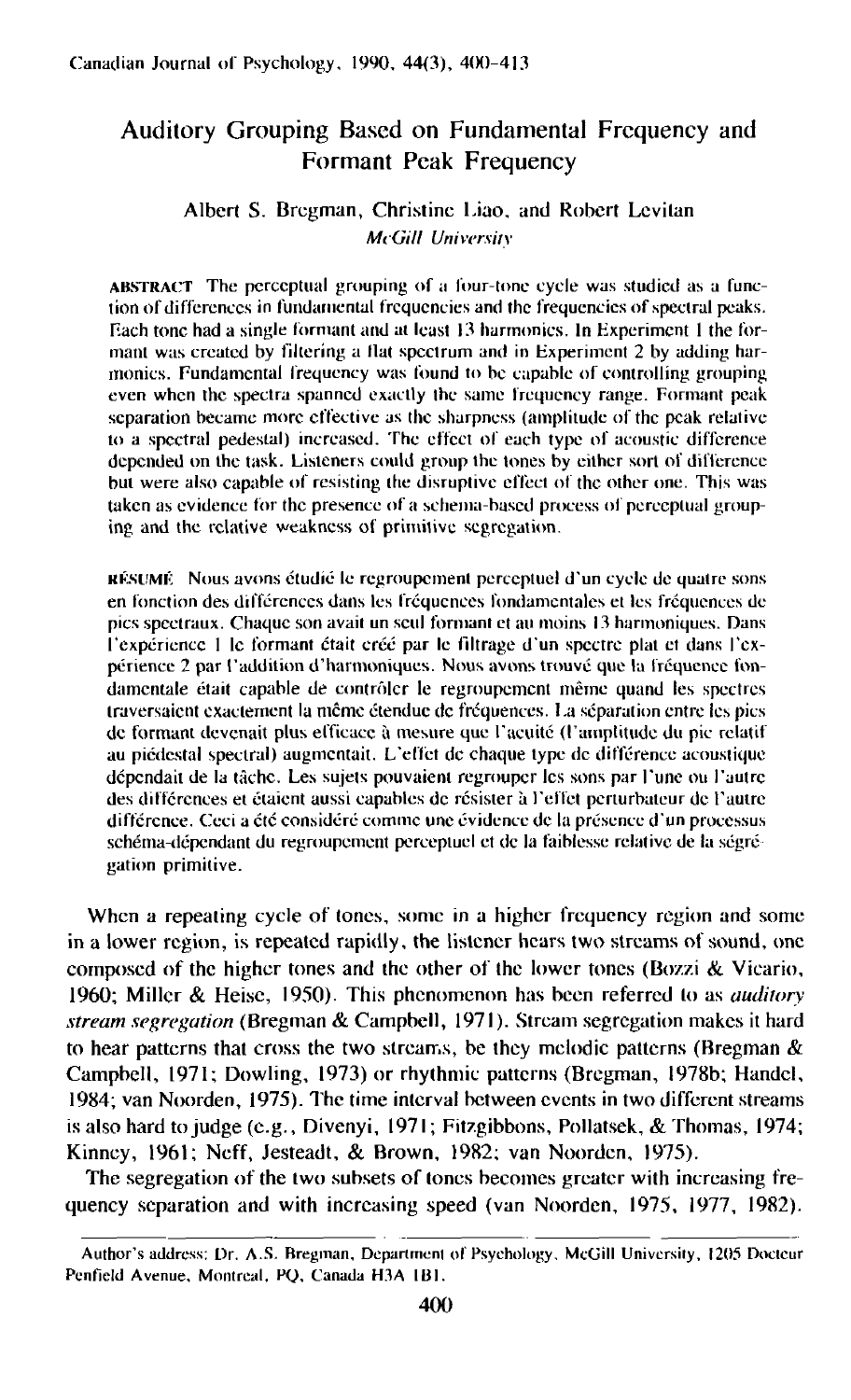# Auditory Grouping Based on Fundamental Frequency and Formant Peak Frequency

Albert S. Bregman, Christine Liao, and Robert Levitan
*McGill University*

**ABSTRACT** The perceptual grouping of a four-tone cycle was studied as a function of differences in fundamental frequencies and the frequencies of spectral peaks. Each tone had a single formant and at least 13 harmonics. In Experiment 1 the formant was created by filtering a flat spectrum and in Experiment 2 by adding harmonics. Fundamental frequency was found to be capable of controlling grouping even when the spectra spanned exactly the same frequency range. Formant peak separation became more effective as the sharpness (amplitude of the peak relative to a spectral pedestal) increased. The effect of each type of acoustic difference depended on the task. Listeners could group the tones by either sort of difference but were also capable of resisting the disruptive effect of the other one. This was taken as evidence for the presence of a schema-based process of perceptual grouping and the relative weakness of primitive segregation.

**RÉSUMÉ** Nous avons étudié le regroupement perceptuel d'un cycle de quatre sons en fonction des différences dans les fréquences fondamentales et les fréquences de pics spectraux. Chaque son avait un seul formant et au moins 13 harmoniques. Dans l'expérience 1 le formant était créé par le filtrage d'un spectre plat et dans l'expérience 2 par l'addition d'harmoniques. Nous avons trouvé que la fréquence fondamentale était capable de contrôler le regroupement même quand les spectres traversaient exactement la même étendue de fréquences. La séparation entre les pics de formant devenait plus efficace à mesure que l'acuité (l'amplitude du pic relatif au piédestal spectral) augmentait. L'effet de chaque type de différence acoustique dépendait de la tâche. Les sujets pouvaient regrouper les sons par l'une ou l'autre des différences et étaient aussi capables de résister à l'effet perturbateur de l'autre différence. Ceci a été considéré comme une évidence de la présence d'un processus schéma-dépendant du regroupement perceptuel et de la faiblesse relative de la ségrégation primitive.

When a repeating cycle of tones, some in a higher frequency region and some in a lower region, is repeated rapidly, the listener hears two streams of sound, one composed of the higher tones and the other of the lower tones (Bozzi & Vicario, 1960; Miller & Heise, 1950). This phenomenon has been referred to as *auditory stream segregation* (Bregman & Campbell, 1971). Stream segregation makes it hard to hear patterns that cross the two streams, be they melodic patterns (Bregman & Campbell, 1971; Dowling, 1973) or rhythmic patterns (Bregman, 1978b; Handel, 1984; van Noorden, 1975). The time interval between events in two different streams is also hard to judge (e.g., Divenyi, 1971; Fitzgibbons, Pollatsek, & Thomas, 1974; Kinney, 1961; Neff, Jesteadt, & Brown, 1982; van Noorden, 1975).

The segregation of the two subsets of tones becomes greater with increasing frequency separation and with increasing speed (van Noorden, 1975, 1977, 1982).

---

Author's address: Dr. A.S. Bregman, Department of Psychology, McGill University, 1205 Docteur Penfield Avenue, Montreal, PQ, Canada H3A 1B1.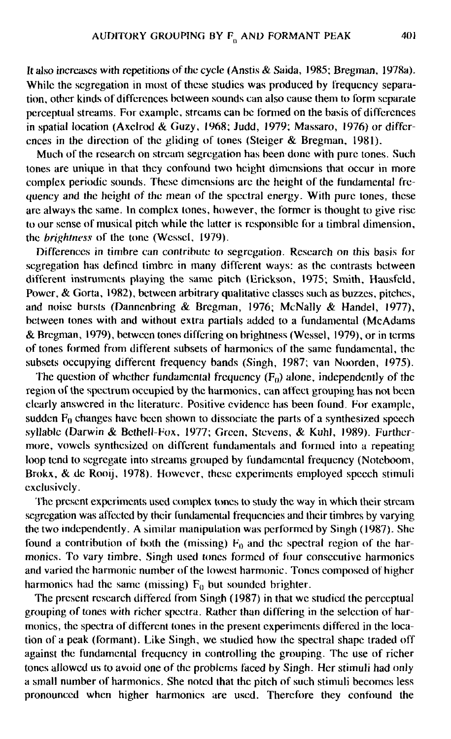It also increases with repetitions of the cycle (Anstis & Saida, 1985; Bregman, 1978a). While the segregation in most of these studies was produced by frequency separation, other kinds of differences between sounds can also cause them to form separate perceptual streams. For example, streams can be formed on the basis of differences in spatial location (Axelrod & Guzy, 1968; Judd, 1979; Massaro, 1976) or differences in the direction of the gliding of tones (Steiger & Bregman, 1981).

Much of the research on stream segregation has been done with pure tones. Such tones are unique in that they confound two height dimensions that occur in more complex periodic sounds. These dimensions are the height of the fundamental frequency and the height of the mean of the spectral energy. With pure tones, these are always the same. In complex tones, however, the former is thought to give rise to our sense of musical pitch while the latter is responsible for a timbral dimension, the *brightness* of the tone (Wessel, 1979).

Differences in timbre can contribute to segregation. Research on this basis for segregation has defined timbre in many different ways: as the contrasts between different instruments playing the same pitch (Erickson, 1975; Smith, Hausfeld, Power, & Gorta, 1982), between arbitrary qualitative classes such as buzzes, pitches, and noise bursts (Dannenbring & Bregman, 1976; McNally & Handel, 1977), between tones with and without extra partials added to a fundamental (McAdams & Bregman, 1979), between tones differing on brightness (Wessel, 1979), or in terms of tones formed from different subsets of harmonics of the same fundamental, the subsets occupying different frequency bands (Singh, 1987; van Noorden, 1975).

The question of whether fundamental frequency ($F_0$) alone, independently of the region of the spectrum occupied by the harmonics, can affect grouping has not been clearly answered in the literature. Positive evidence has been found. For example, sudden $F_0$ changes have been shown to dissociate the parts of a synthesized speech syllable (Darwin & Bethell-Fox, 1977; Green, Stevens, & Kuhl, 1989). Furthermore, vowels synthesized on different fundamentals and formed into a repeating loop tend to segregate into streams grouped by fundamental frequency (Noteboom, Brokx, & de Rooij, 1978). However, these experiments employed speech stimuli exclusively.

The present experiments used complex tones to study the way in which their stream segregation was affected by their fundamental frequencies and their timbres by varying the two independently. A similar manipulation was performed by Singh (1987). She found a contribution of both the (missing) $F_0$ and the spectral region of the harmonics. To vary timbre, Singh used tones formed of four consecutive harmonics and varied the harmonic number of the lowest harmonic. Tones composed of higher harmonics had the same (missing) $F_0$ but sounded brighter.

The present research differed from Singh (1987) in that we studied the perceptual grouping of tones with richer spectra. Rather than differing in the selection of harmonics, the spectra of different tones in the present experiments differed in the location of a peak (formant). Like Singh, we studied how the spectral shape traded off against the fundamental frequency in controlling the grouping. The use of richer tones allowed us to avoid one of the problems faced by Singh. Her stimuli had only a small number of harmonics. She noted that the pitch of such stimuli becomes less pronounced when higher harmonics are used. Therefore they confound the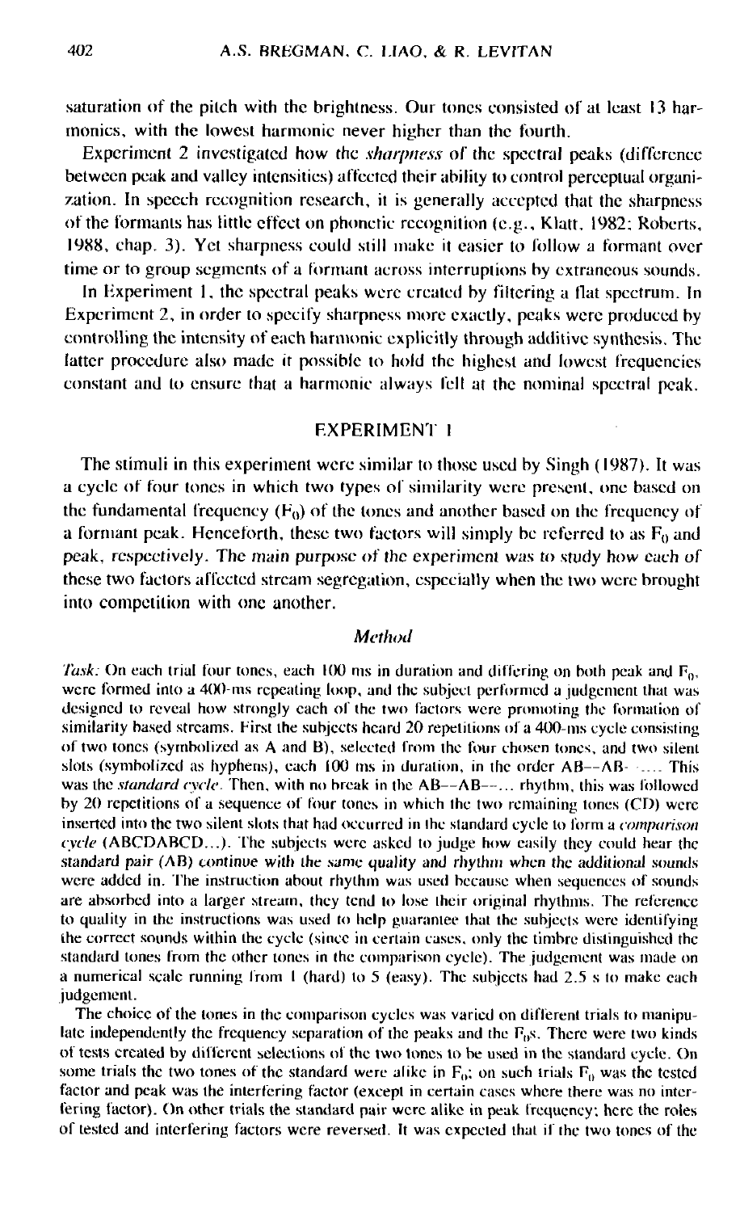saturation of the pitch with the brightness. Our tones consisted of at least 13 harmonics, with the lowest harmonic never higher than the fourth.

Experiment 2 investigated how the *sharpness* of the spectral peaks (difference between peak and valley intensities) affected their ability to control perceptual organization. In speech recognition research, it is generally accepted that the sharpness of the formants has little effect on phonetic recognition (e.g., Klatt, 1982; Roberts, 1988, chap. 3). Yet sharpness could still make it easier to follow a formant over time or to group segments of a formant across interruptions by extraneous sounds.

In Experiment 1, the spectral peaks were created by filtering a flat spectrum. In Experiment 2, in order to specify sharpness more exactly, peaks were produced by controlling the intensity of each harmonic explicitly through additive synthesis. The latter procedure also made it possible to hold the highest and lowest frequencies constant and to ensure that a harmonic always fell at the nominal spectral peak.

## EXPERIMENT 1

The stimuli in this experiment were similar to those used by Singh (1987). It was a cycle of four tones in which two types of similarity were present, one based on the fundamental frequency ($F_0$) of the tones and another based on the frequency of a formant peak. Henceforth, these two factors will simply be referred to as $F_0$ and peak, respectively. The main purpose of the experiment was to study how each of these two factors affected stream segregation, especially when the two were brought into competition with one another.

### *Method*

*Task:* On each trial four tones, each 100 ms in duration and differing on both peak and $F_0$, were formed into a 400-ms repeating loop, and the subject performed a judgement that was designed to reveal how strongly each of the two factors were promoting the formation of similarity based streams. First the subjects heard 20 repetitions of a 400-ms cycle consisting of two tones (symbolized as A and B), selected from the four chosen tones, and two silent slots (symbolized as hyphens), each 100 ms in duration, in the order AB--AB-- .... This was the *standard cycle*. Then, with no break in the AB--AB--... rhythm, this was followed by 20 repetitions of a sequence of four tones in which the two remaining tones (CD) were inserted into the two silent slots that had occurred in the standard cycle to form a *comparison cycle* (ABCDABCD...). The subjects were asked to judge how easily they could hear the standard pair (AB) continue with the same quality and rhythm when the additional sounds were added in. The instruction about rhythm was used because when sequences of sounds are absorbed into a larger stream, they tend to lose their original rhythms. The reference to quality in the instructions was used to help guarantee that the subjects were identifying the correct sounds within the cycle (since in certain cases, only the timbre distinguished the standard tones from the other tones in the comparison cycle). The judgement was made on a numerical scale running from 1 (hard) to 5 (easy). The subjects had 2.5 s to make each judgement.

The choice of the tones in the comparison cycles was varied on different trials to manipulate independently the frequency separation of the peaks and the $F_0$s. There were two kinds of tests created by different selections of the two tones to be used in the standard cycle. On some trials the two tones of the standard were alike in $F_0$; on such trials $F_0$ was the tested factor and peak was the interfering factor (except in certain cases where there was no interfering factor). On other trials the standard pair were alike in peak frequency; here the roles of tested and interfering factors were reversed. It was expected that if the two tones of the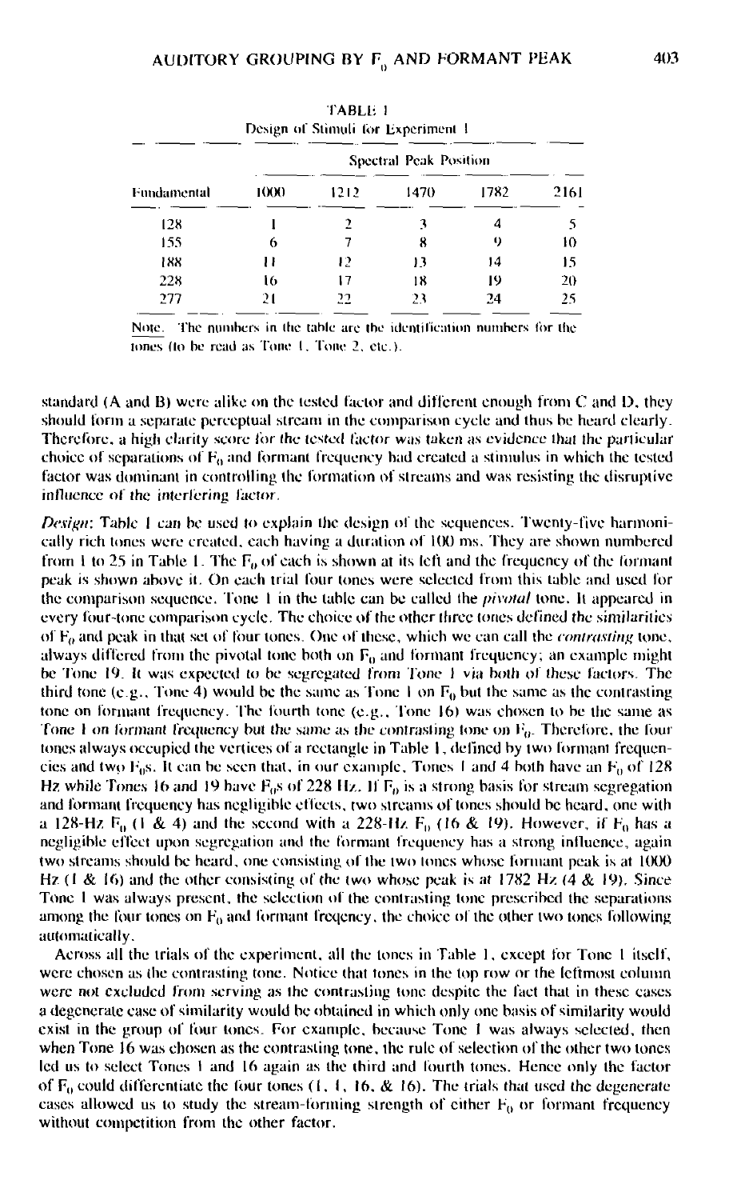TABLE 1
Design of Stimuli for Experiment 1

| Fundamental | Spectral Peak Position | | | | |
|---|---|---|---|---|---|
| | 1000 | 1212 | 1470 | 1782 | 2161 |
| 128 | 1 | 2 | 3 | 4 | 5 |
| 155 | 6 | 7 | 8 | 9 | 10 |
| 188 | 11 | 12 | 13 | 14 | 15 |
| 228 | 16 | 17 | 18 | 19 | 20 |
| 277 | 21 | 22 | 23 | 24 | 25 |

Note. The numbers in the table are the identification numbers for the tones (to be read as Tone 1, Tone 2, etc.).

standard (A and B) were alike on the tested factor and different enough from C and D, they should form a separate perceptual stream in the comparison cycle and thus be heard clearly. Therefore, a high clarity score for the tested factor was taken as evidence that the particular choice of separations of $F_0$ and formant frequency had created a stimulus in which the tested factor was dominant in controlling the formation of streams and was resisting the disruptive influence of the interfering factor.

*Design*: Table 1 can be used to explain the design of the sequences. Twenty-five harmonically rich tones were created, each having a duration of 100 ms. They are shown numbered from 1 to 25 in Table 1. The $F_0$ of each is shown at its left and the frequency of the formant peak is shown above it. On each trial four tones were selected from this table and used for the comparison sequence. Tone 1 in the table can be called the *pivotal* tone. It appeared in every four-tone comparison cycle. The choice of the other three tones defined the similarities of $F_0$ and peak in that set of four tones. One of these, which we can call the *contrasting* tone, always differed from the pivotal tone both on $F_0$ and formant frequency; an example might be Tone 19. It was expected to be segregated from Tone 1 via both of these factors. The third tone (e.g., Tone 4) would be the same as Tone 1 on $F_0$ but the same as the contrasting tone on formant frequency. The fourth tone (e.g., Tone 16) was chosen to be the same as Tone 1 on formant frequency but the same as the contrasting tone on $F_0$. Therefore, the four tones always occupied the vertices of a rectangle in Table 1, defined by two formant frequencies and two $F_0$s. It can be seen that, in our example, Tones 1 and 4 both have an $F_0$ of 128 Hz while Tones 16 and 19 have $F_0$s of 228 Hz. If $F_0$ is a strong basis for stream segregation and formant frequency has negligible effects, two streams of tones should be heard, one with a 128-Hz $F_0$ (1 & 4) and the second with a 228-Hz $F_0$ (16 & 19). However, if $F_0$ has a negligible effect upon segregation and the formant frequency has a strong influence, again two streams should be heard, one consisting of the two tones whose formant peak is at 1000 Hz (1 & 16) and the other consisting of the two whose peak is at 1782 Hz (4 & 19). Since Tone 1 was always present, the selection of the contrasting tone prescribed the separations among the four tones on $F_0$ and formant freqency, the choice of the other two tones following automatically.

Across all the trials of the experiment, all the tones in Table 1, except for Tone 1 itself, were chosen as the contrasting tone. Notice that tones in the top row or the leftmost column were not excluded from serving as the contrasting tone despite the fact that in these cases a degenerate case of similarity would be obtained in which only one basis of similarity would exist in the group of four tones. For example, because Tone 1 was always selected, then when Tone 16 was chosen as the contrasting tone, the rule of selection of the other two tones led us to select Tones 1 and 16 again as the third and fourth tones. Hence only the factor of $F_0$ could differentiate the four tones (1, 1, 16, & 16). The trials that used the degenerate cases allowed us to study the stream-forming strength of either $F_0$ or formant frequency without competition from the other factor.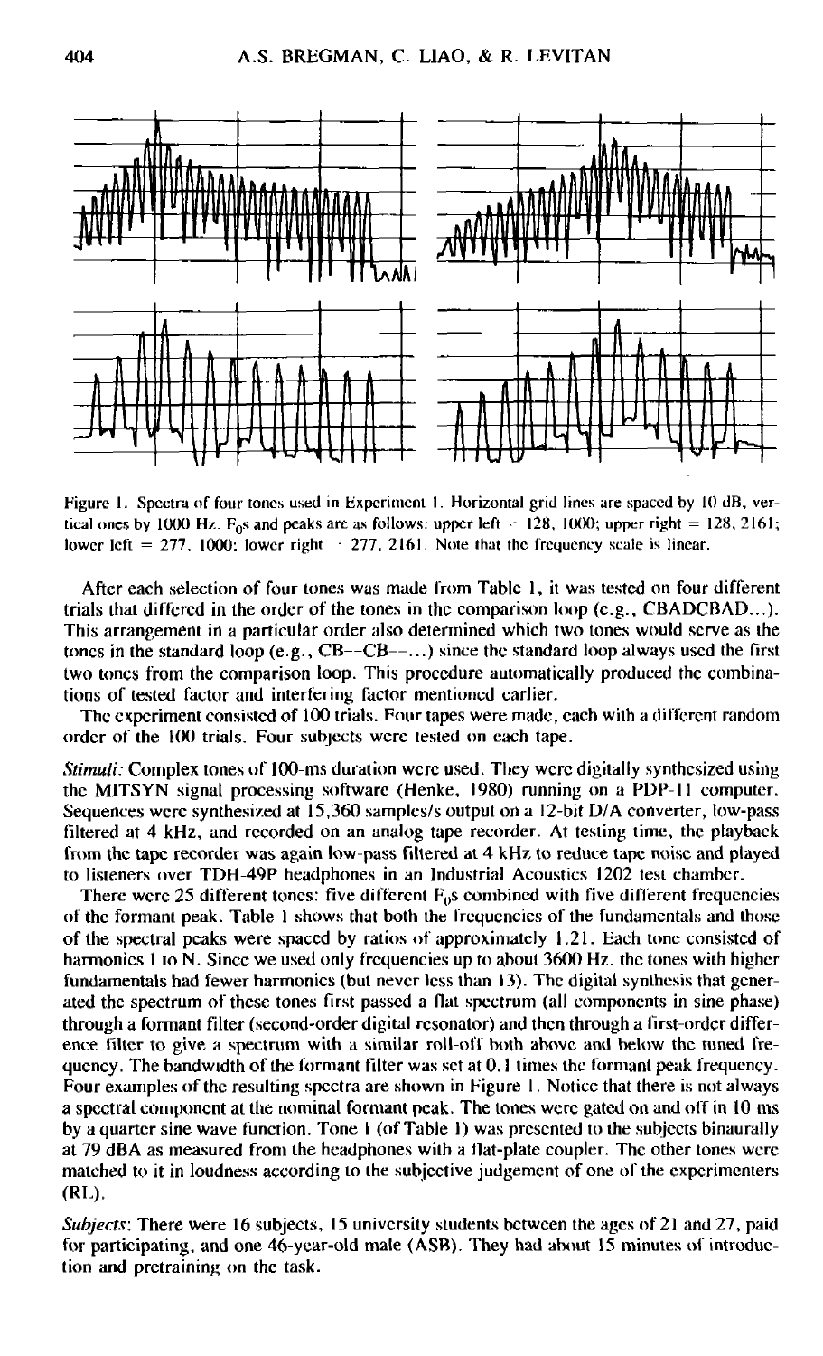Figure 1. Spectra of four tones used in Experiment 1. Horizontal grid lines are spaced by 10 dB, vertical ones by 1000 Hz. $F_0$s and peaks are as follows: upper left = 128, 1000; upper right = 128, 2161; lower left = 277, 1000; lower right = 277, 2161. Note that the frequency scale is linear.

After each selection of four tones was made from Table 1, it was tested on four different trials that differed in the order of the tones in the comparison loop (e.g., CBADCBAD...). This arrangement in a particular order also determined which two tones would serve as the tones in the standard loop (e.g., CB--CB--...) since the standard loop always used the first two tones from the comparison loop. This procedure automatically produced the combinations of tested factor and interfering factor mentioned earlier.

The experiment consisted of 100 trials. Four tapes were made, each with a different random order of the 100 trials. Four subjects were tested on each tape.

*Stimuli:* Complex tones of 100-ms duration were used. They were digitally synthesized using the MITSYN signal processing software (Henke, 1980) running on a PDP-11 computer. Sequences were synthesized at 15,360 samples/s output on a 12-bit D/A converter, low-pass filtered at 4 kHz, and recorded on an analog tape recorder. At testing time, the playback from the tape recorder was again low-pass filtered at 4 kHz to reduce tape noise and played to listeners over TDH-49P headphones in an Industrial Acoustics 1202 test chamber.

There were 25 different tones: five different $F_0$s combined with five different frequencies of the formant peak. Table 1 shows that both the frequencies of the fundamentals and those of the spectral peaks were spaced by ratios of approximately 1.21. Each tone consisted of harmonics 1 to N. Since we used only frequencies up to about 3600 Hz, the tones with higher fundamentals had fewer harmonics (but never less than 13). The digital synthesis that generated the spectrum of these tones first passed a flat spectrum (all components in sine phase) through a formant filter (second-order digital resonator) and then through a first-order difference filter to give a spectrum with a similar roll-off both above and below the tuned frequency. The bandwidth of the formant filter was set at 0.1 times the formant peak frequency. Four examples of the resulting spectra are shown in Figure 1. Notice that there is not always a spectral component at the nominal formant peak. The tones were gated on and off in 10 ms by a quarter sine wave function. Tone 1 (of Table 1) was presented to the subjects binaurally at 79 dBA as measured from the headphones with a flat-plate coupler. The other tones were matched to it in loudness according to the subjective judgement of one of the experimenters (RL).

*Subjects:* There were 16 subjects, 15 university students between the ages of 21 and 27, paid for participating, and one 46-year-old male (ASB). They had about 15 minutes of introduction and pretraining on the task.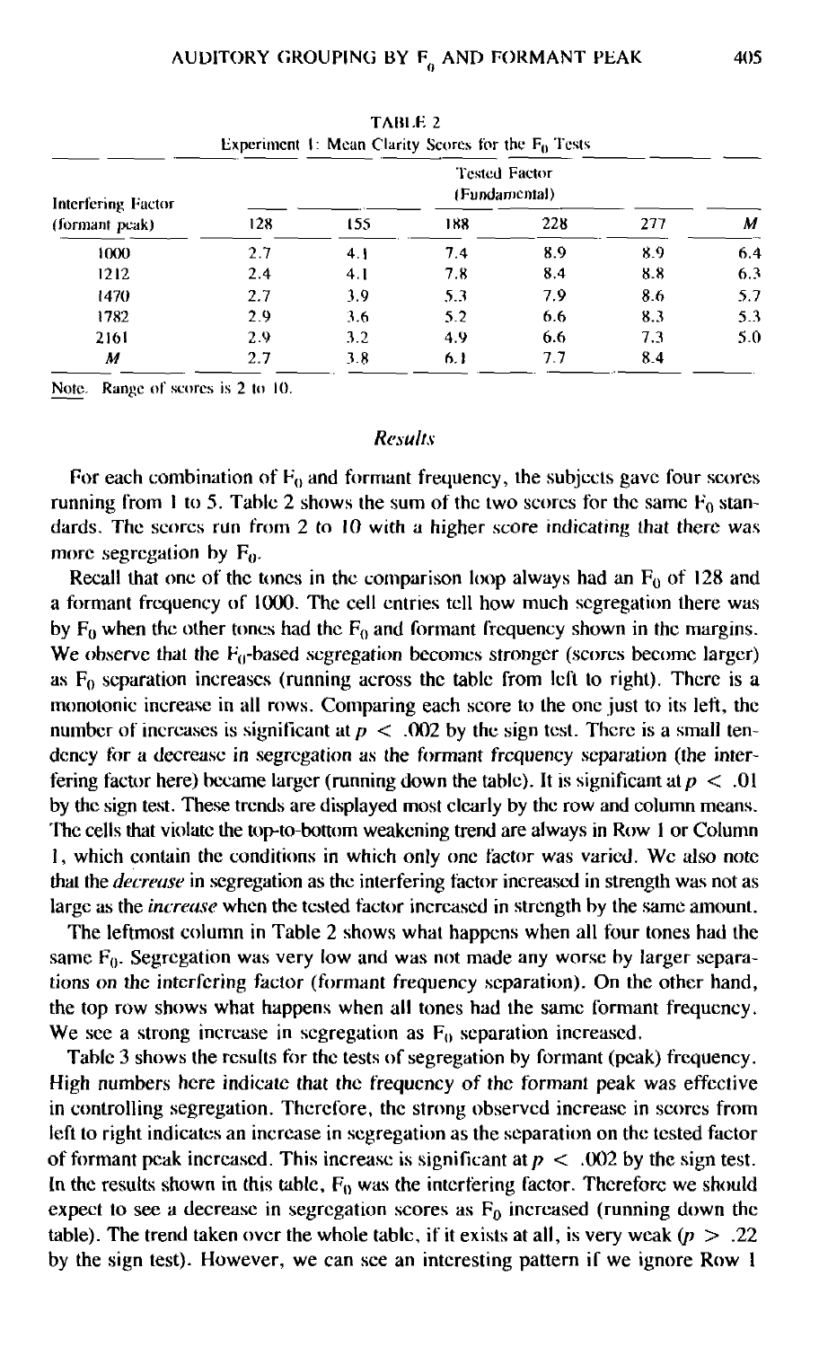TABLE 2

Experiment 1: Mean Clarity Scores for the $F_0$ Tests

| Interfering Factor (formant peak) | Tested Factor (Fundamental) | | | | | |
|---|---|---|---|---|---|---|
| | 128 | 155 | 188 | 228 | 277 | *M* |
| 1000 | 2.7 | 4.1 | 7.4 | 8.9 | 8.9 | 6.4 |
| 1212 | 2.4 | 4.1 | 7.8 | 8.4 | 8.8 | 6.3 |
| 1470 | 2.7 | 3.9 | 5.3 | 7.9 | 8.6 | 5.7 |
| 1782 | 2.9 | 3.6 | 5.2 | 6.6 | 8.3 | 5.3 |
| 2161 | 2.9 | 3.2 | 4.9 | 6.6 | 7.3 | 5.0 |
| *M* | 2.7 | 3.8 | 6.1 | 7.7 | 8.4 | |

Note. Range of scores is 2 to 10.

## *Results*

For each combination of $F_0$ and formant frequency, the subjects gave four scores running from 1 to 5. Table 2 shows the sum of the two scores for the same $F_0$ standards. The scores run from 2 to 10 with a higher score indicating that there was more segregation by $F_0$.

Recall that one of the tones in the comparison loop always had an $F_0$ of 128 and a formant frequency of 1000. The cell entries tell how much segregation there was by $F_0$ when the other tones had the $F_0$ and formant frequency shown in the margins. We observe that the $F_0$-based segregation becomes stronger (scores become larger) as $F_0$ separation increases (running across the table from left to right). There is a monotonic increase in all rows. Comparing each score to the one just to its left, the number of increases is significant at $p < .002$ by the sign test. There is a small tendency for a decrease in segregation as the formant frequency separation (the interfering factor here) became larger (running down the table). It is significant at $p < .01$ by the sign test. These trends are displayed most clearly by the row and column means. The cells that violate the top-to-bottom weakening trend are always in Row 1 or Column 1, which contain the conditions in which only one factor was varied. We also note that the *decrease* in segregation as the interfering factor increased in strength was not as large as the *increase* when the tested factor increased in strength by the same amount.

The leftmost column in Table 2 shows what happens when all four tones had the same $F_0$. Segregation was very low and was not made any worse by larger separations on the interfering factor (formant frequency separation). On the other hand, the top row shows what happens when all tones had the same formant frequency. We see a strong increase in segregation as $F_0$ separation increased.

Table 3 shows the results for the tests of segregation by formant (peak) frequency. High numbers here indicate that the frequency of the formant peak was effective in controlling segregation. Therefore, the strong observed increase in scores from left to right indicates an increase in segregation as the separation on the tested factor of formant peak increased. This increase is significant at $p < .002$ by the sign test. In the results shown in this table, $F_0$ was the interfering factor. Therefore we should expect to see a decrease in segregation scores as $F_0$ increased (running down the table). The trend taken over the whole table, if it exists at all, is very weak ($p > .22$ by the sign test). However, we can see an interesting pattern if we ignore Row 1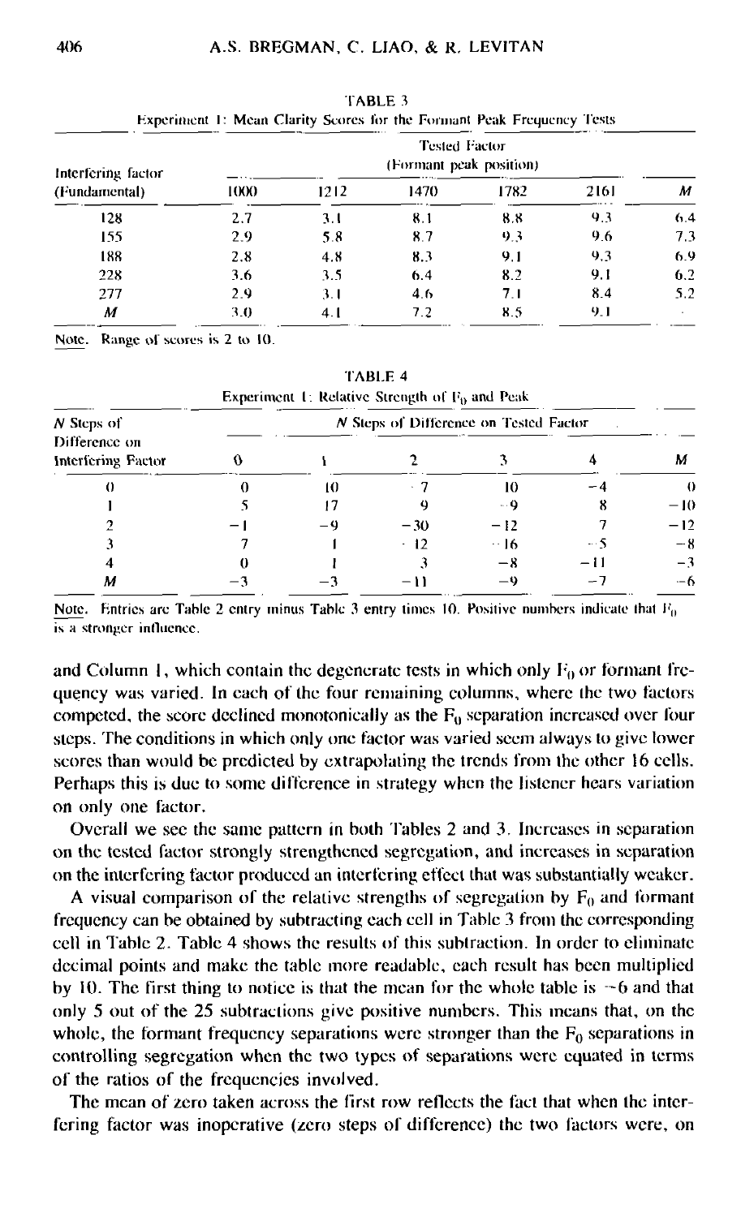TABLE 3

Experiment 1: Mean Clarity Scores for the Formant Peak Frequency Tests

| Interfering factor (Fundamental) | Tested Factor (Formant peak position) | | | | | |
|---|---|---|---|---|---|---|
| | 1000 | 1212 | 1470 | 1782 | 2161 | *M* |
| 128 | 2.7 | 3.1 | 8.1 | 8.8 | 9.3 | 6.4 |
| 155 | 2.9 | 5.8 | 8.7 | 9.3 | 9.6 | 7.3 |
| 188 | 2.8 | 4.8 | 8.3 | 9.1 | 9.3 | 6.9 |
| 228 | 3.6 | 3.5 | 6.4 | 8.2 | 9.1 | 6.2 |
| 277 | 2.9 | 3.1 | 4.6 | 7.1 | 8.4 | 5.2 |
| *M* | 3.0 | 4.1 | 7.2 | 8.5 | 9.1 | |

Note. Range of scores is 2 to 10.

TABLE 4

Experiment 1: Relative Strength of $F_0$ and Peak

| *N* Steps of Difference on Interfering Factor | *N* Steps of Difference on Tested Factor | | | | | |
|---|---|---|---|---|---|---|
| | 0 | 1 | 2 | 3 | 4 | *M* |
| 0 | 0 | 10 | −7 | 10 | −4 | 0 |
| 1 | 5 | 17 | 9 | −9 | 8 | −10 |
| 2 | −1 | −9 | −30 | −12 | 7 | −12 |
| 3 | 7 | 1 | −12 | −16 | −5 | −8 |
| 4 | 0 | 1 | 3 | −8 | −11 | −3 |
| *M* | −3 | −3 | −11 | −9 | −7 | −6 |

Note. Entries are Table 2 entry minus Table 3 entry times 10. Positive numbers indicate that $F_0$ is a stronger influence.

and Column 1, which contain the degenerate tests in which only $F_0$ or formant frequency was varied. In each of the four remaining columns, where the two factors competed, the score declined monotonically as the $F_0$ separation increased over four steps. The conditions in which only one factor was varied seem always to give lower scores than would be predicted by extrapolating the trends from the other 16 cells. Perhaps this is due to some difference in strategy when the listener hears variation on only one factor.

Overall we see the same pattern in both Tables 2 and 3. Increases in separation on the tested factor strongly strengthened segregation, and increases in separation on the interfering factor produced an interfering effect that was substantially weaker.

A visual comparison of the relative strengths of segregation by $F_0$ and formant frequency can be obtained by subtracting each cell in Table 3 from the corresponding cell in Table 2. Table 4 shows the results of this subtraction. In order to eliminate decimal points and make the table more readable, each result has been multiplied by 10. The first thing to notice is that the mean for the whole table is −6 and that only 5 out of the 25 subtractions give positive numbers. This means that, on the whole, the formant frequency separations were stronger than the $F_0$ separations in controlling segregation when the two types of separations were equated in terms of the ratios of the frequencies involved.

The mean of zero taken across the first row reflects the fact that when the interfering factor was inoperative (zero steps of difference) the two factors were, on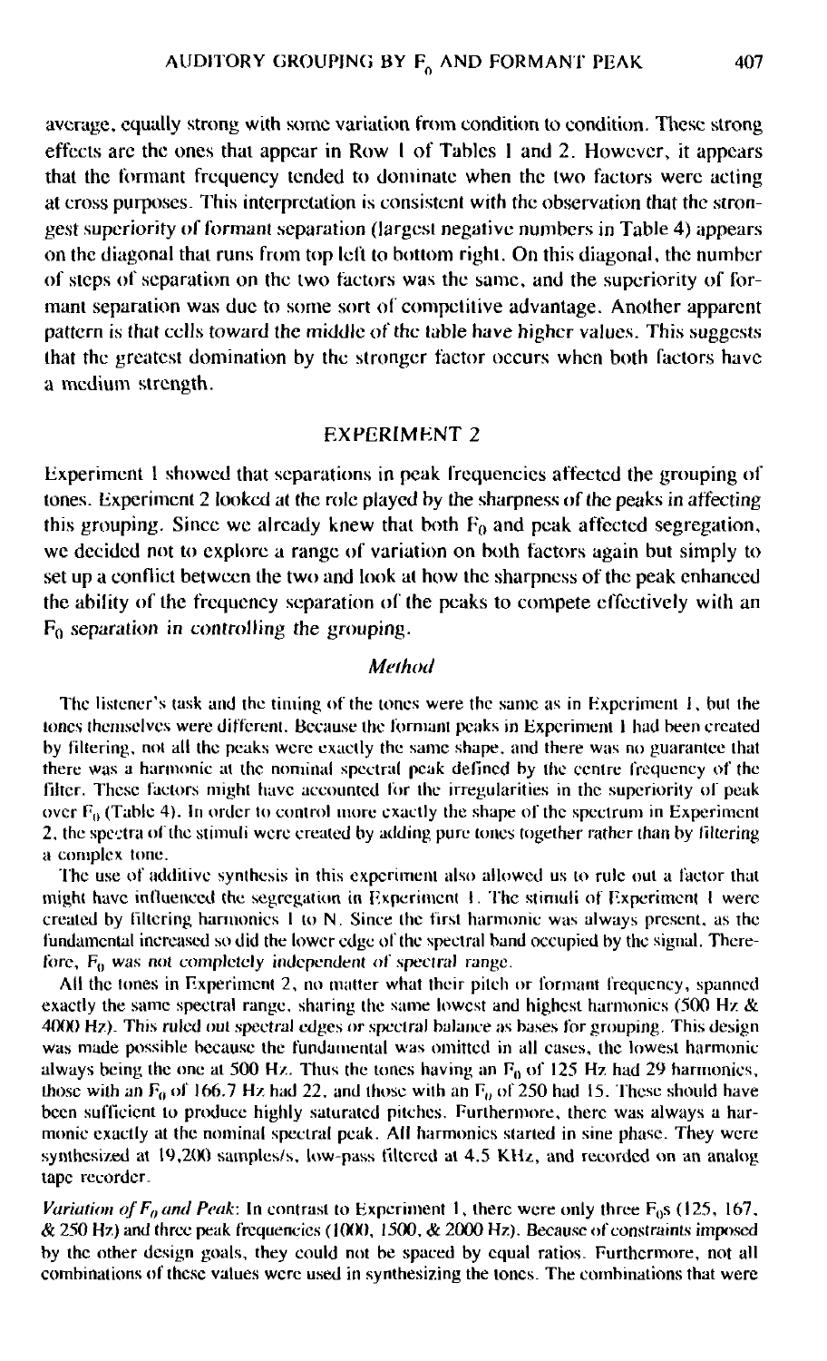average, equally strong with some variation from condition to condition. These strong effects are the ones that appear in Row 1 of Tables 1 and 2. However, it appears that the formant frequency tended to dominate when the two factors were acting at cross purposes. This interpretation is consistent with the observation that the strongest superiority of formant separation (largest negative numbers in Table 4) appears on the diagonal that runs from top left to bottom right. On this diagonal, the number of steps of separation on the two factors was the same, and the superiority of formant separation was due to some sort of competitive advantage. Another apparent pattern is that cells toward the middle of the table have higher values. This suggests that the greatest domination by the stronger factor occurs when both factors have a medium strength.

## EXPERIMENT 2

Experiment 1 showed that separations in peak frequencies affected the grouping of tones. Experiment 2 looked at the role played by the sharpness of the peaks in affecting this grouping. Since we already knew that both $F_0$ and peak affected segregation, we decided not to explore a range of variation on both factors again but simply to set up a conflict between the two and look at how the sharpness of the peak enhanced the ability of the frequency separation of the peaks to compete effectively with an $F_0$ separation in controlling the grouping.

### *Method*

The listener's task and the timing of the tones were the same as in Experiment 1, but the tones themselves were different. Because the formant peaks in Experiment 1 had been created by filtering, not all the peaks were exactly the same shape, and there was no guarantee that there was a harmonic at the nominal spectral peak defined by the centre frequency of the filter. These factors might have accounted for the irregularities in the superiority of peak over $F_0$ (Table 4). In order to control more exactly the shape of the spectrum in Experiment 2, the spectra of the stimuli were created by adding pure tones together rather than by filtering a complex tone.

The use of additive synthesis in this experiment also allowed us to rule out a factor that might have influenced the segregation in Experiment 1. The stimuli of Experiment 1 were created by filtering harmonics 1 to N. Since the first harmonic was always present, as the fundamental increased so did the lower edge of the spectral band occupied by the signal. Therefore, $F_0$ was not completely independent of spectral range.

All the tones in Experiment 2, no matter what their pitch or formant frequency, spanned exactly the same spectral range, sharing the same lowest and highest harmonics (500 Hz & 4000 Hz). This ruled out spectral edges or spectral balance as bases for grouping. This design was made possible because the fundamental was omitted in all cases, the lowest harmonic always being the one at 500 Hz. Thus the tones having an $F_0$ of 125 Hz had 29 harmonics, those with an $F_0$ of 166.7 Hz had 22, and those with an $F_0$ of 250 had 15. These should have been sufficient to produce highly saturated pitches. Furthermore, there was always a harmonic exactly at the nominal spectral peak. All harmonics started in sine phase. They were synthesized at 19,200 samples/s, low-pass filtered at 4.5 KHz, and recorded on an analog tape recorder.

*Variation of $F_0$ and Peak*: In contrast to Experiment 1, there were only three $F_0$s (125, 167, & 250 Hz) and three peak frequencies (1000, 1500, & 2000 Hz). Because of constraints imposed by the other design goals, they could not be spaced by equal ratios. Furthermore, not all combinations of these values were used in synthesizing the tones. The combinations that were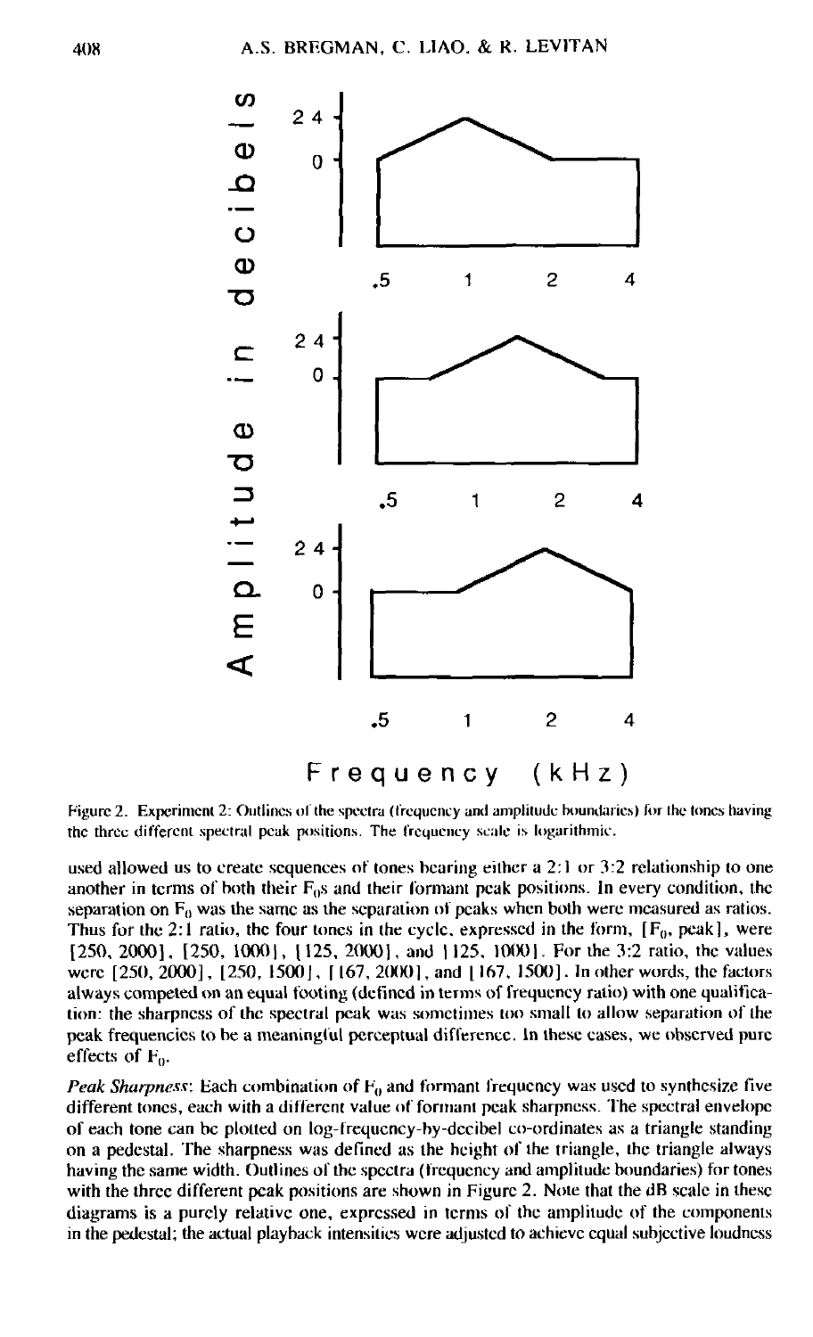Figure 2. Experiment 2: Outlines of the spectra (frequency and amplitude boundaries) for the tones having the three different spectral peak positions. The frequency scale is logarithmic.

used allowed us to create sequences of tones bearing either a 2:1 or 3:2 relationship to one another in terms of both their $F_0$s and their formant peak positions. In every condition, the separation on $F_0$ was the same as the separation of peaks when both were measured as ratios. Thus for the 2:1 ratio, the four tones in the cycle, expressed in the form, [$F_0$, peak], were [250, 2000], [250, 1000], [125, 2000], and [125, 1000]. For the 3:2 ratio, the values were [250, 2000], [250, 1500], [167, 2000], and [167, 1500]. In other words, the factors always competed on an equal footing (defined in terms of frequency ratio) with one qualification: the sharpness of the spectral peak was sometimes too small to allow separation of the peak frequencies to be a meaningful perceptual difference. In these cases, we observed pure effects of $F_0$.

*Peak Sharpness*: Each combination of $F_0$ and formant frequency was used to synthesize five different tones, each with a different value of formant peak sharpness. The spectral envelope of each tone can be plotted on log-frequency-by-decibel co-ordinates as a triangle standing on a pedestal. The sharpness was defined as the height of the triangle, the triangle always having the same width. Outlines of the spectra (frequency and amplitude boundaries) for tones with the three different peak positions are shown in Figure 2. Note that the dB scale in these diagrams is a purely relative one, expressed in terms of the amplitude of the components in the pedestal; the actual playback intensities were adjusted to achieve equal subjective loudness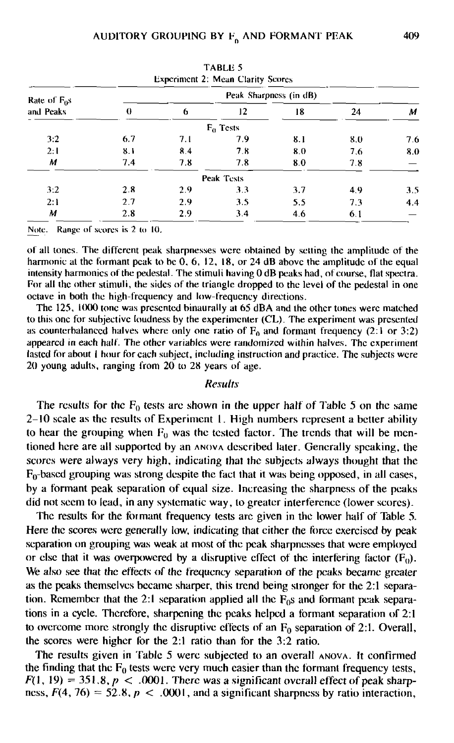TABLE 5
Experiment 2: Mean Clarity Scores

| Rate of $F_0$s and Peaks | Peak Sharpness (in dB) | | | | | |
|---|---|---|---|---|---|---|
| | 0 | 6 | 12 | 18 | 24 | *M* |
| | | | $F_0$ Tests | | | |
| 3:2 | 6.7 | 7.1 | 7.9 | 8.1 | 8.0 | 7.6 |
| 2:1 | 8.1 | 8.4 | 7.8 | 8.0 | 7.6 | 8.0 |
| *M* | 7.4 | 7.8 | 7.8 | 8.0 | 7.8 | — |
| | | | Peak Tests | | | |
| 3:2 | 2.8 | 2.9 | 3.3 | 3.7 | 4.9 | 3.5 |
| 2:1 | 2.7 | 2.9 | 3.5 | 5.5 | 7.3 | 4.4 |
| *M* | 2.8 | 2.9 | 3.4 | 4.6 | 6.1 | — |

Note. Range of scores is 2 to 10.

of all tones. The different peak sharpnesses were obtained by setting the amplitude of the harmonic at the formant peak to be 0, 6, 12, 18, or 24 dB above the amplitude of the equal intensity harmonics of the pedestal. The stimuli having 0 dB peaks had, of course, flat spectra. For all the other stimuli, the sides of the triangle dropped to the level of the pedestal in one octave in both the high-frequency and low-frequency directions.

The 125, 1000 tone was presented binaurally at 65 dBA and the other tones were matched to this one for subjective loudness by the experimenter (CL). The experiment was presented as counterbalanced halves where only one ratio of $F_0$ and formant frequency (2:1 or 3:2) appeared in each half. The other variables were randomized within halves. The experiment lasted for about 1 hour for each subject, including instruction and practice. The subjects were 20 young adults, ranging from 20 to 28 years of age.

### *Results*

The results for the $F_0$ tests are shown in the upper half of Table 5 on the same 2–10 scale as the results of Experiment 1. High numbers represent a better ability to hear the grouping when $F_0$ was the tested factor. The trends that will be mentioned here are all supported by an ANOVA described later. Generally speaking, the scores were always very high, indicating that the subjects always thought that the $F_0$-based grouping was strong despite the fact that it was being opposed, in all cases, by a formant peak separation of equal size. Increasing the sharpness of the peaks did not seem to lead, in any systematic way, to greater interference (lower scores).

The results for the formant frequency tests are given in the lower half of Table 5. Here the scores were generally low, indicating that either the force exercised by peak separation on grouping was weak at most of the peak sharpnesses that were employed or else that it was overpowered by a disruptive effect of the interfering factor ($F_0$). We also see that the effects of the frequency separation of the peaks became greater as the peaks themselves became sharper, this trend being stronger for the 2:1 separation. Remember that the 2:1 separation applied all the $F_0$s and formant peak separations in a cycle. Therefore, sharpening the peaks helped a formant separation of 2:1 to overcome more strongly the disruptive effects of an $F_0$ separation of 2:1. Overall, the scores were higher for the 2:1 ratio than for the 3:2 ratio.

The results given in Table 5 were subjected to an overall ANOVA. It confirmed the finding that the $F_0$ tests were very much easier than the formant frequency tests, $F(1, 19) = 351.8, p < .0001$. There was a significant overall effect of peak sharpness, $F(4, 76) = 52.8, p < .0001$, and a significant sharpness by ratio interaction,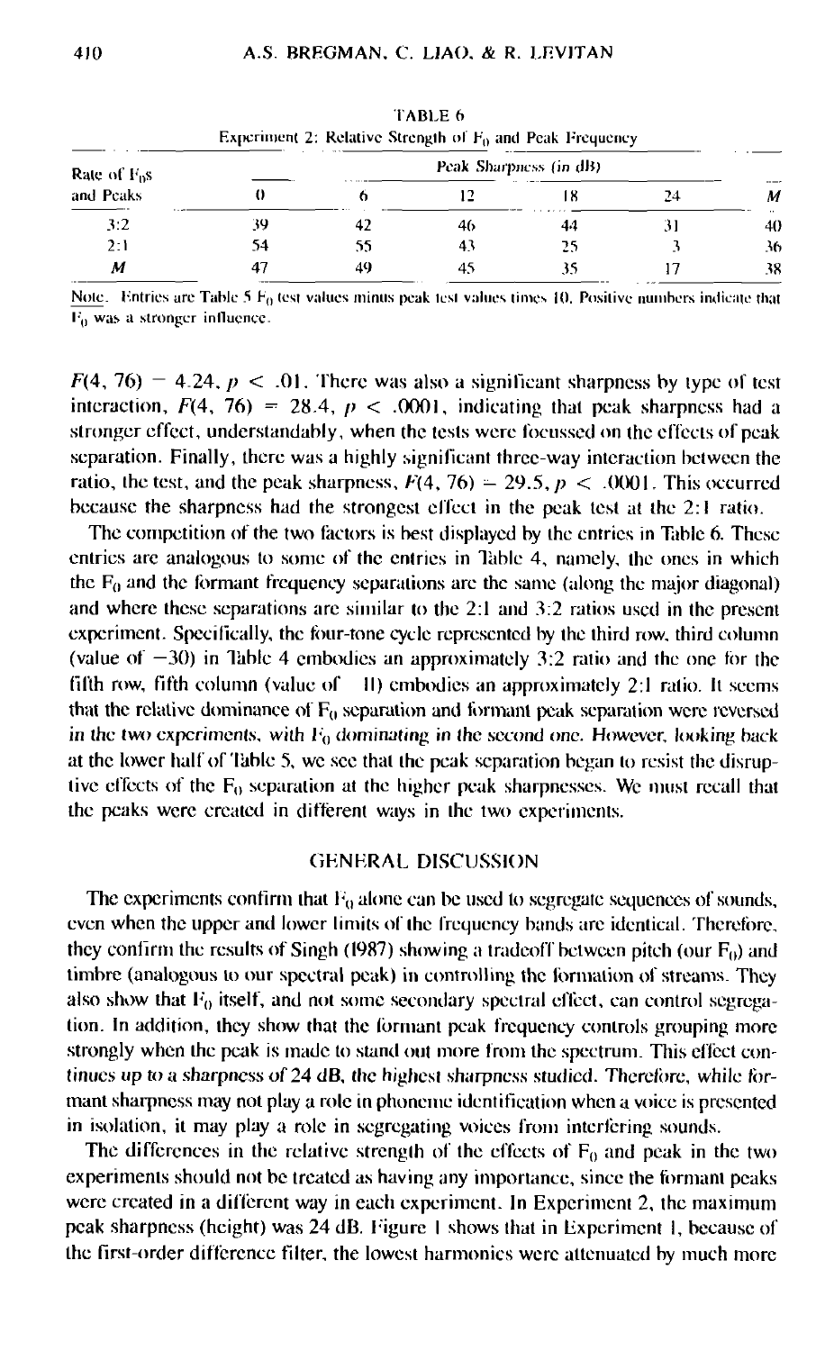TABLE 6

Experiment 2: Relative Strength of $F_0$ and Peak Frequency

| Rate of $F_0$s and Peaks | Peak Sharpness (in dB) | | | | | $M$ |
|---|---|---|---|---|---|---|
| | 0 | 6 | 12 | 18 | 24 | |
| 3:2 | 39 | 42 | 46 | 44 | 31 | 40 |
| 2:1 | 54 | 55 | 43 | 25 | 3 | 36 |
| $M$ | 47 | 49 | 45 | 35 | 17 | 38 |

Note. Entries are Table 5 $F_0$ test values minus peak test values times 10. Positive numbers indicate that $F_0$ was a stronger influence.

$F(4, 76) = 4.24$, $p < .01$. There was also a significant sharpness by type of test interaction, $F(4, 76) = 28.4$, $p < .0001$, indicating that peak sharpness had a stronger effect, understandably, when the tests were focussed on the effects of peak separation. Finally, there was a highly significant three-way interaction between the ratio, the test, and the peak sharpness, $F(4, 76) = 29.5$, $p < .0001$. This occurred because the sharpness had the strongest effect in the peak test at the 2:1 ratio.

The competition of the two factors is best displayed by the entries in Table 6. These entries are analogous to some of the entries in Table 4, namely, the ones in which the $F_0$ and the formant frequency separations are the same (along the major diagonal) and where these separations are similar to the 2:1 and 3:2 ratios used in the present experiment. Specifically, the four-tone cycle represented by the third row, third column (value of $-30$) in Table 4 embodies an approximately 3:2 ratio and the one for the fifth row, fifth column (value of $-11$) embodies an approximately 2:1 ratio. It seems that the relative dominance of $F_0$ separation and formant peak separation were reversed *in the two experiments, with $F_0$ dominating in the second one. However, looking back* at the lower half of Table 5, we see that the peak separation began to resist the disruptive effects of the $F_0$ separation at the higher peak sharpnesses. We must recall that the peaks were created in different ways in the two experiments.

## GENERAL DISCUSSION

The experiments confirm that $F_0$ alone can be used to segregate sequences of sounds, even when the upper and lower limits of the frequency bands are identical. Therefore, they confirm the results of Singh (1987) showing a tradeoff between pitch (our $F_0$) and timbre (analogous to our spectral peak) in controlling the formation of streams. They also show that $F_0$ itself, and not some secondary spectral effect, can control segregation. In addition, they show that the formant peak frequency controls grouping more strongly when the peak is made to stand out more from the spectrum. This effect continues up to a sharpness of 24 dB, the highest sharpness studied. Therefore, while formant sharpness may not play a role in phoneme identification when a voice is presented in isolation, it may play a role in segregating voices from interfering sounds.

The differences in the relative strength of the effects of $F_0$ and peak in the two experiments should not be treated as having any importance, since the formant peaks were created in a different way in each experiment. In Experiment 2, the maximum peak sharpness (height) was 24 dB. Figure 1 shows that in Experiment 1, because of the first-order difference filter, the lowest harmonics were attenuated by much more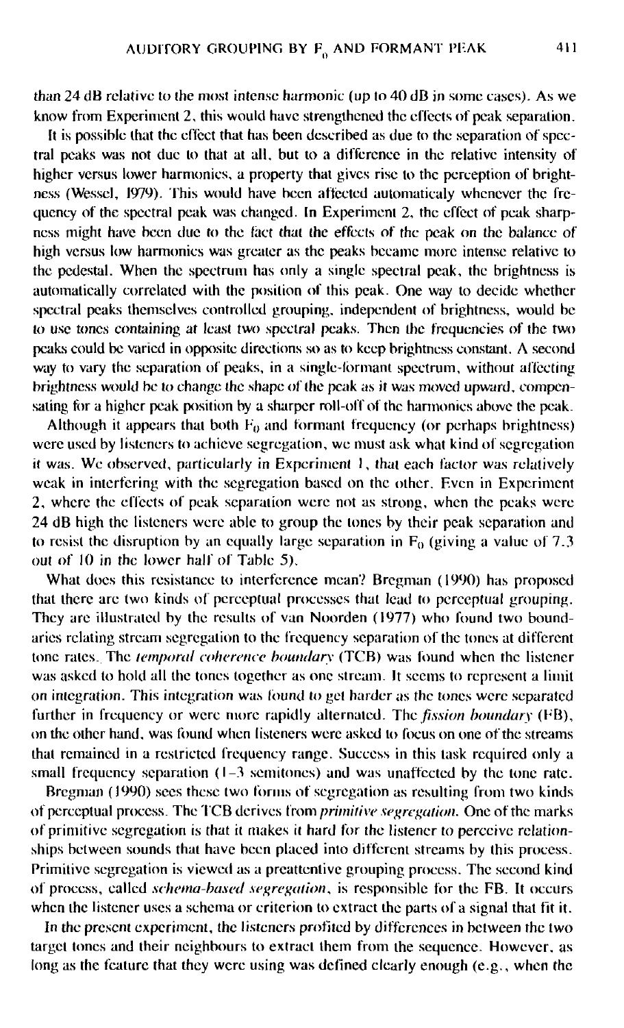than 24 dB relative to the most intense harmonic (up to 40 dB in some cases). As we know from Experiment 2, this would have strengthened the effects of peak separation.

It is possible that the effect that has been described as due to the separation of spectral peaks was not due to that at all, but to a difference in the relative intensity of higher versus lower harmonics, a property that gives rise to the perception of brightness (Wessel, 1979). This would have been affected automaticaly whenever the frequency of the spectral peak was changed. In Experiment 2, the effect of peak sharpness might have been due to the fact that the effects of the peak on the balance of high versus low harmonics was greater as the peaks became more intense relative to the pedestal. When the spectrum has only a single spectral peak, the brightness is automatically correlated with the position of this peak. One way to decide whether spectral peaks themselves controlled grouping, independent of brightness, would be to use tones containing at least two spectral peaks. Then the frequencies of the two peaks could be varied in opposite directions so as to keep brightness constant. A second way to vary the separation of peaks, in a single-formant spectrum, without affecting brightness would be to change the shape of the peak as it was moved upward, compensating for a higher peak position by a sharper roll-off of the harmonics above the peak.

Although it appears that both $F_0$ and formant frequency (or perhaps brightness) were used by listeners to achieve segregation, we must ask what kind of segregation it was. We observed, particularly in Experiment 1, that each factor was relatively weak in interfering with the segregation based on the other. Even in Experiment 2, where the effects of peak separation were not as strong, when the peaks were 24 dB high the listeners were able to group the tones by their peak separation and to resist the disruption by an equally large separation in $F_0$ (giving a value of 7.3 out of 10 in the lower half of Table 5).

What does this resistance to interference mean? Bregman (1990) has proposed that there are two kinds of perceptual processes that lead to perceptual grouping. They are illustrated by the results of van Noorden (1977) who found two boundaries relating stream segregation to the frequency separation of the tones at different tone rates. The *temporal coherence boundary* (TCB) was found when the listener was asked to hold all the tones together as one stream. It seems to represent a limit on integration. This integration was found to get harder as the tones were separated further in frequency or were more rapidly alternated. The *fission boundary* (FB), on the other hand, was found when listeners were asked to focus on one of the streams that remained in a restricted frequency range. Success in this task required only a small frequency separation (1–3 semitones) and was unaffected by the tone rate.

Bregman (1990) sees these two forms of segregation as resulting from two kinds of perceptual process. The TCB derives from *primitive segregation*. One of the marks of primitive segregation is that it makes it hard for the listener to perceive relationships between sounds that have been placed into different streams by this process. Primitive segregation is viewed as a preattentive grouping process. The second kind of process, called *schema-based segregation*, is responsible for the FB. It occurs when the listener uses a schema or criterion to extract the parts of a signal that fit it.

In the present experiment, the listeners profited by differences in between the two target tones and their neighbours to extract them from the sequence. However, as long as the feature that they were using was defined clearly enough (e.g., when the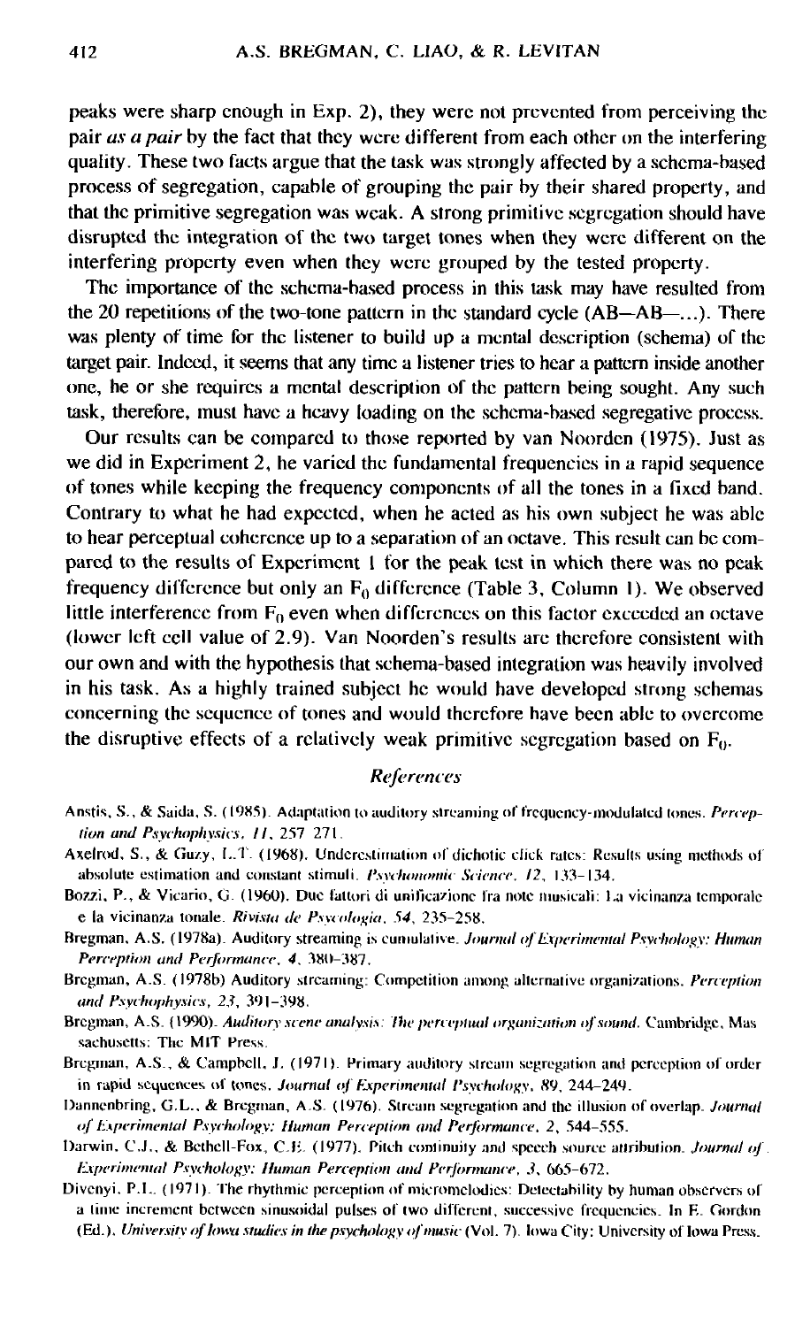peaks were sharp enough in Exp. 2), they were not prevented from perceiving the pair *as a pair* by the fact that they were different from each other on the interfering quality. These two facts argue that the task was strongly affected by a schema-based process of segregation, capable of grouping the pair by their shared property, and that the primitive segregation was weak. A strong primitive segregation should have disrupted the integration of the two target tones when they were different on the interfering property even when they were grouped by the tested property.

The importance of the schema-based process in this task may have resulted from the 20 repetitions of the two-tone pattern in the standard cycle (AB—AB—...). There was plenty of time for the listener to build up a mental description (schema) of the target pair. Indeed, it seems that any time a listener tries to hear a pattern inside another one, he or she requires a mental description of the pattern being sought. Any such task, therefore, must have a heavy loading on the schema-based segregative process.

Our results can be compared to those reported by van Noorden (1975). Just as we did in Experiment 2, he varied the fundamental frequencies in a rapid sequence of tones while keeping the frequency components of all the tones in a fixed band. Contrary to what he had expected, when he acted as his own subject he was able to hear perceptual coherence up to a separation of an octave. This result can be compared to the results of Experiment 1 for the peak test in which there was no peak frequency difference but only an $F_0$ difference (Table 3, Column 1). We observed little interference from $F_0$ even when differences on this factor exceeded an octave (lower left cell value of 2.9). Van Noorden's results are therefore consistent with our own and with the hypothesis that schema-based integration was heavily involved in his task. As a highly trained subject he would have developed strong schemas concerning the sequence of tones and would therefore have been able to overcome the disruptive effects of a relatively weak primitive segregation based on $F_0$.

## *References*

Anstis, S., & Saida, S. (1985). Adaptation to auditory streaming of frequency-modulated tones. *Perception and Psychophysics, 11*, 257–271.

Axelrod, S., & Guzy, L.T. (1968). Underestimation of dichotic click rates: Results using methods of absolute estimation and constant stimuli. *Psychonomic Science, 12*, 133–134.

Bozzi, P., & Vicario, G. (1960). Due fattori di unificazione fra note musicali: La vicinanza temporale e la vicinanza tonale. *Rivista de Psycologia, 54*, 235–258.

Bregman, A.S. (1978a). Auditory streaming is cumulative. *Journal of Experimental Psychology: Human Perception and Performance, 4*, 380–387.

Bregman, A.S. (1978b) Auditory streaming: Competition among alternative organizations. *Perception and Psychophysics, 23*, 391–398.

Bregman, A.S. (1990). *Auditory scene analysis: The perceptual organization of sound*. Cambridge, Massachusetts: The MIT Press.

Bregman, A.S., & Campbell, J. (1971). Primary auditory stream segregation and perception of order in rapid sequences of tones. *Journal of Experimental Psychology, 89*, 244–249.

Dannenbring, G.L., & Bregman, A.S. (1976). Stream segregation and the illusion of overlap. *Journal of Experimental Psychology: Human Perception and Performance, 2*, 544–555.

Darwin, C.J., & Bethell-Fox, C.E. (1977). Pitch continuity and speech source attribution. *Journal of Experimental Psychology: Human Perception and Performance, 3*, 665–672.

Divenyi, P.L. (1971). The rhythmic perception of micromelodies: Detectability by human observers of a time increment between sinusoidal pulses of two different, successive frequencies. In E. Gordon (Ed.), *University of Iowa studies in the psychology of music* (Vol. 7). Iowa City: University of Iowa Press.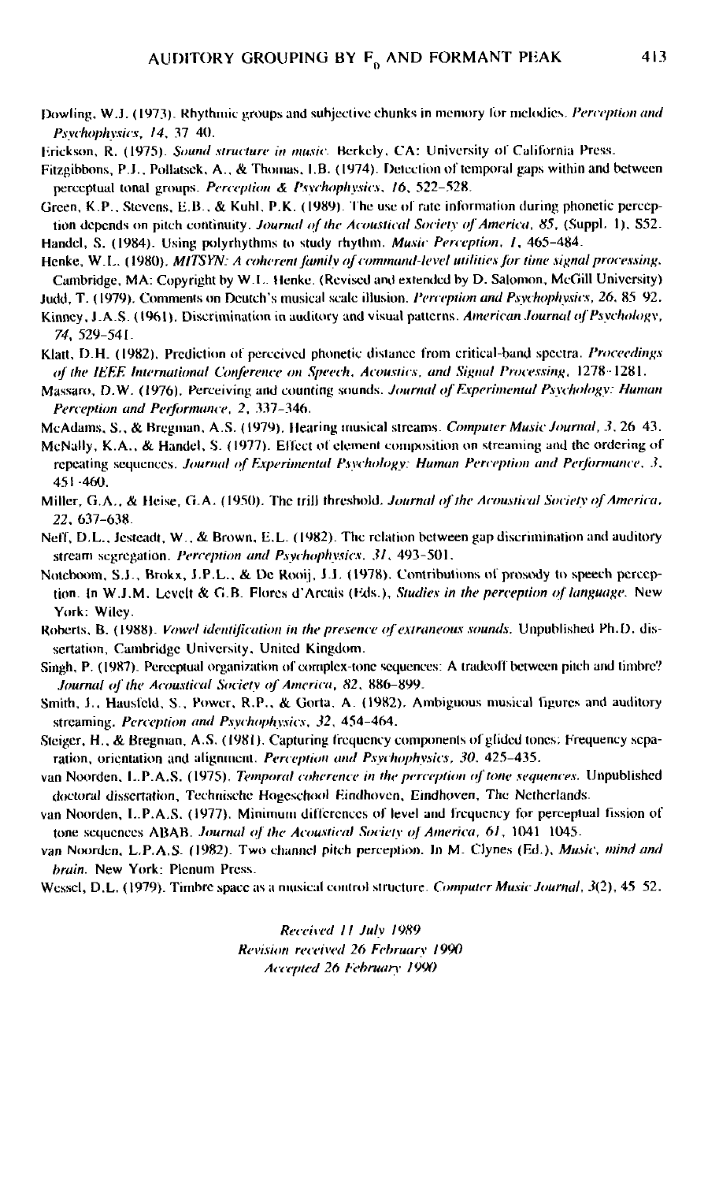Dowling, W.J. (1973). Rhythmic groups and subjective chunks in memory for melodies. *Perception and Psychophysics, 14*, 37–40.

Erickson, R. (1975). *Sound structure in music*. Berkely, CA: University of California Press.

Fitzgibbons, P.J., Pollatsek, A., & Thomas, I.B. (1974). Detection of temporal gaps within and between perceptual tonal groups. *Perception & Psychophysics, 16*, 522–528.

Green, K.P., Stevens, E.B., & Kuhl, P.K. (1989). The use of rate information during phonetic perception depends on pitch continuity. *Journal of the Acoustical Society of America, 85*, (Suppl. 1), S52.

Handel, S. (1984). Using polyrhythms to study rhythm. *Music Perception, 1*, 465–484.

Henke, W.L. (1980). *MITSYN: A coherent family of command-level utilities for time signal processing*. Cambridge, MA: Copyright by W.L. Henke. (Revised and extended by D. Salomon, McGill University)

Judd, T. (1979). Comments on Deutch's musical scale illusion. *Perception and Psychophysics, 26*, 85–92.

Kinney, J.A.S. (1961). Discrimination in auditory and visual patterns. *American Journal of Psychology, 74*, 529–541.

Klatt, D.H. (1982). Prediction of perceived phonetic distance from critical-band spectra. *Proceedings of the IEEE International Conference on Speech, Acoustics, and Signal Processing*, 1278–1281.

Massaro, D.W. (1976). Perceiving and counting sounds. *Journal of Experimental Psychology: Human Perception and Performance, 2*, 337–346.

McAdams, S., & Bregman, A.S. (1979). Hearing musical streams. *Computer Music Journal, 3*, 26–43.

McNally, K.A., & Handel, S. (1977). Effect of element composition on streaming and the ordering of repeating sequences. *Journal of Experimental Psychology: Human Perception and Performance, 3*, 451–460.

Miller, G.A., & Heise, G.A. (1950). The trill threshold. *Journal of the Acoustical Society of America, 22*, 637–638.

Neff, D.L., Jesteadt, W., & Brown, E.L. (1982). The relation between gap discrimination and auditory stream segregation. *Perception and Psychophysics, 31*, 493–501.

Noteboom, S.J., Brokx, J.P.L., & De Rooij, J.J. (1978). Contributions of prosody to speech perception. In W.J.M. Levelt & G.B. Flores d'Arcais (Eds.), *Studies in the perception of language*. New York: Wiley.

Roberts, B. (1988). *Vowel identification in the presence of extraneous sounds*. Unpublished Ph.D. dissertation, Cambridge University, United Kingdom.

Singh, P. (1987). Perceptual organization of complex-tone sequences: A tradeoff between pitch and timbre? *Journal of the Acoustical Society of America, 82*, 886–899.

Smith, J., Hausfeld, S., Power, R.P., & Gorta, A. (1982). Ambiguous musical figures and auditory streaming. *Perception and Psychophysics, 32*, 454–464.

Steiger, H., & Bregman, A.S. (1981). Capturing frequency components of glided tones: Frequency separation, orientation and alignment. *Perception and Psychophysics, 30*, 425–435.

van Noorden, L.P.A.S. (1975). *Temporal coherence in the perception of tone sequences*. Unpublished doctoral dissertation, Technische Hogeschool Eindhoven, Eindhoven, The Netherlands.

van Noorden, L.P.A.S. (1977). Minimum differences of level and frequency for perceptual fission of tone sequences ABAB. *Journal of the Acoustical Society of America, 61*, 1041–1045.

van Noorden, L.P.A.S. (1982). Two channel pitch perception. In M. Clynes (Ed.), *Music, mind and brain*. New York: Plenum Press.

Wessel, D.L. (1979). Timbre space as a musical control structure. *Computer Music Journal, 3*(2), 45–52.

*Received 11 July 1989*
*Revision received 26 February 1990*
*Accepted 26 February 1990*